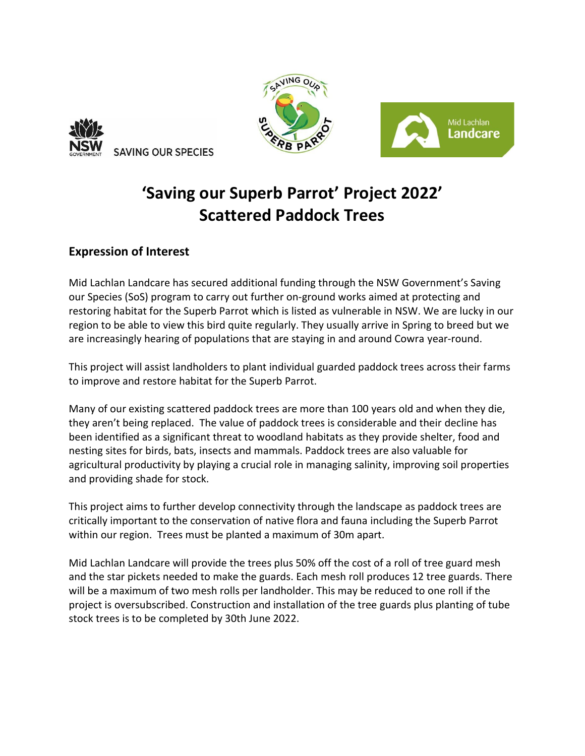NSW GOVERNMENT SAVING OUR SPECIES

SAVING OUR SUPERB PARROT

Mid Lachlan Landcare

# 'Saving our Superb Parrot' Project 2022'
# Scattered Paddock Trees

## Expression of Interest

Mid Lachlan Landcare has secured additional funding through the NSW Government's Saving our Species (SoS) program to carry out further on-ground works aimed at protecting and restoring habitat for the Superb Parrot which is listed as vulnerable in NSW. We are lucky in our region to be able to view this bird quite regularly. They usually arrive in Spring to breed but we are increasingly hearing of populations that are staying in and around Cowra year-round.

This project will assist landholders to plant individual guarded paddock trees across their farms to improve and restore habitat for the Superb Parrot.

Many of our existing scattered paddock trees are more than 100 years old and when they die, they aren't being replaced. The value of paddock trees is considerable and their decline has been identified as a significant threat to woodland habitats as they provide shelter, food and nesting sites for birds, bats, insects and mammals. Paddock trees are also valuable for agricultural productivity by playing a crucial role in managing salinity, improving soil properties and providing shade for stock.

This project aims to further develop connectivity through the landscape as paddock trees are critically important to the conservation of native flora and fauna including the Superb Parrot within our region. Trees must be planted a maximum of 30m apart.

Mid Lachlan Landcare will provide the trees plus 50% off the cost of a roll of tree guard mesh and the star pickets needed to make the guards. Each mesh roll produces 12 tree guards. There will be a maximum of two mesh rolls per landholder. This may be reduced to one roll if the project is oversubscribed. Construction and installation of the tree guards plus planting of tube stock trees is to be completed by 30th June 2022.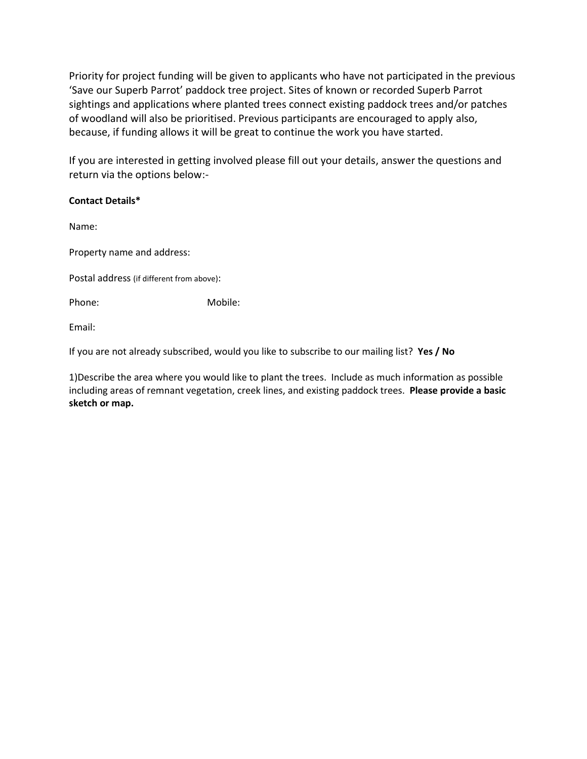Priority for project funding will be given to applicants who have not participated in the previous 'Save our Superb Parrot' paddock tree project. Sites of known or recorded Superb Parrot sightings and applications where planted trees connect existing paddock trees and/or patches of woodland will also be prioritised. Previous participants are encouraged to apply also, because, if funding allows it will be great to continue the work you have started.

If you are interested in getting involved please fill out your details, answer the questions and return via the options below:-

**Contact Details***

Name:

Property name and address:

Postal address (if different from above):

Phone: Mobile:

Email:

If you are not already subscribed, would you like to subscribe to our mailing list? **Yes / No**

1)Describe the area where you would like to plant the trees. Include as much information as possible including areas of remnant vegetation, creek lines, and existing paddock trees. **Please provide a basic sketch or map.**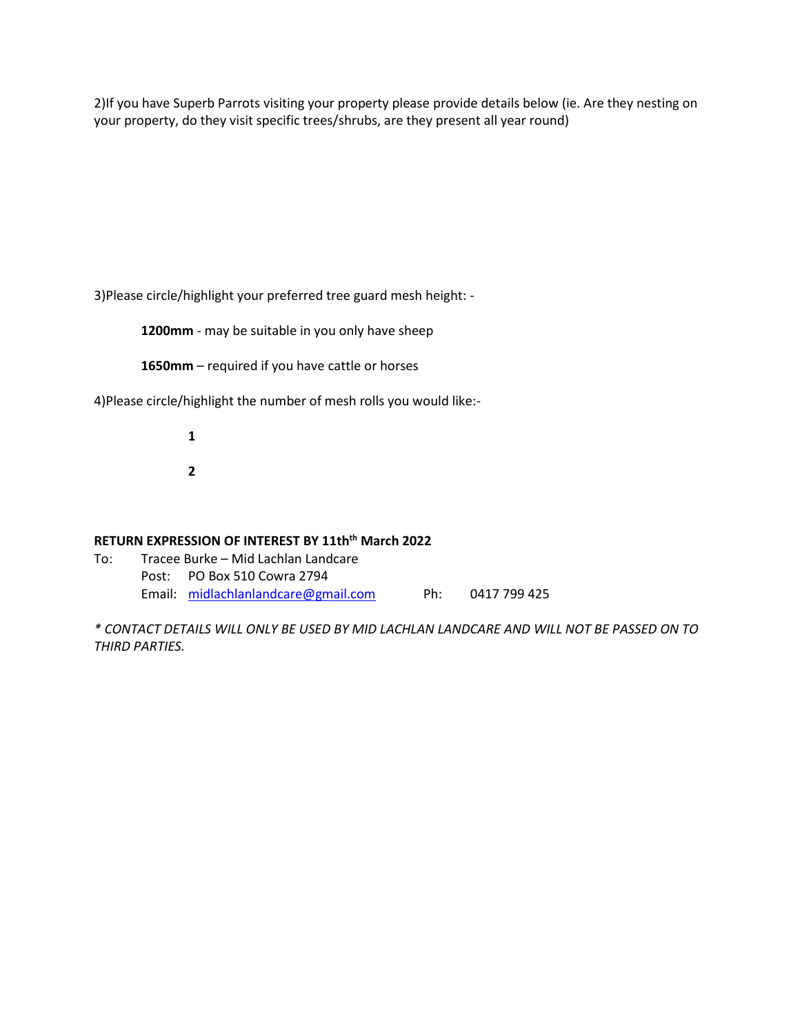2)If you have Superb Parrots visiting your property please provide details below (ie. Are they nesting on your property, do they visit specific trees/shrubs, are they present all year round)

3)Please circle/highlight your preferred tree guard mesh height: -

**1200mm** - may be suitable in you only have sheep

**1650mm** – required if you have cattle or horses

4)Please circle/highlight the number of mesh rolls you would like:-

**1**

**2**

**RETURN EXPRESSION OF INTEREST BY 11th[th] March 2022**

To: Tracee Burke – Mid Lachlan Landcare
Post: PO Box 510 Cowra 2794
Email: midlachlanlandcare@gmail.com Ph: 0417 799 425

*\* CONTACT DETAILS WILL ONLY BE USED BY MID LACHLAN LANDCARE AND WILL NOT BE PASSED ON TO THIRD PARTIES.*